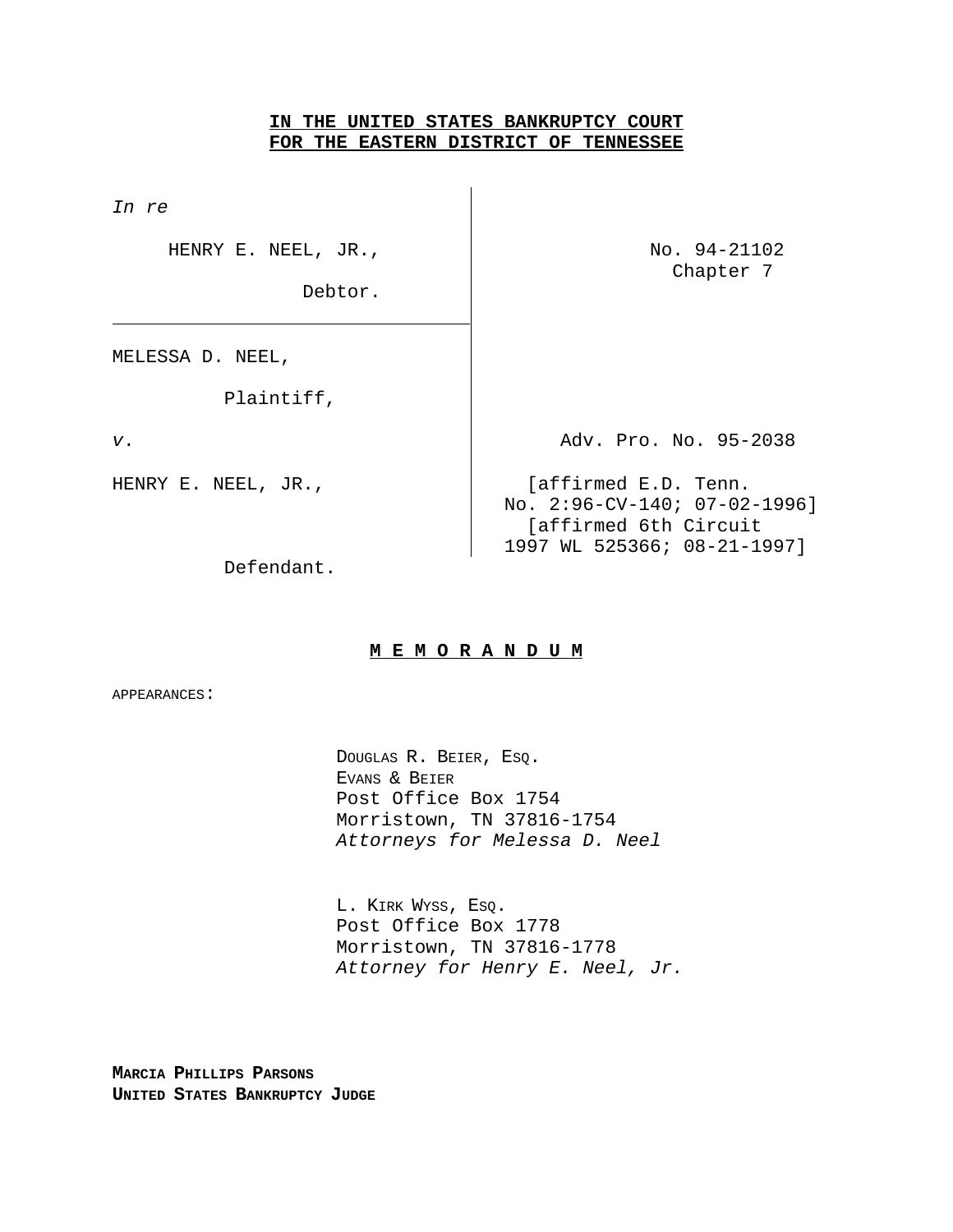**IN THE UNITED STATES BANKRUPTCY COURT**
**FOR THE EASTERN DISTRICT OF TENNESSEE**

| | |
|---|---|
| *In re*<br><br>HENRY E. NEEL, JR.,<br><br>Debtor. | No. 94-21102<br>Chapter 7 |
| MELESSA D. NEEL,<br><br>Plaintiff,<br><br>*v.*<br><br>HENRY E. NEEL, JR.,<br><br>Defendant. | Adv. Pro. No. 95-2038<br><br>[affirmed E.D. Tenn. No. 2:96-CV-140; 07-02-1996]<br>[affirmed 6th Circuit 1997 WL 525366; 08-21-1997] |

**M E M O R A N D U M**

APPEARANCES:

DOUGLAS R. BEIER, ESQ.
EVANS & BEIER
Post Office Box 1754
Morristown, TN 37816-1754
*Attorneys for Melessa D. Neel*

L. KIRK WYSS, ESQ.
Post Office Box 1778
Morristown, TN 37816-1778
*Attorney for Henry E. Neel, Jr.*

**MARCIA PHILLIPS PARSONS**
**UNITED STATES BANKRUPTCY JUDGE**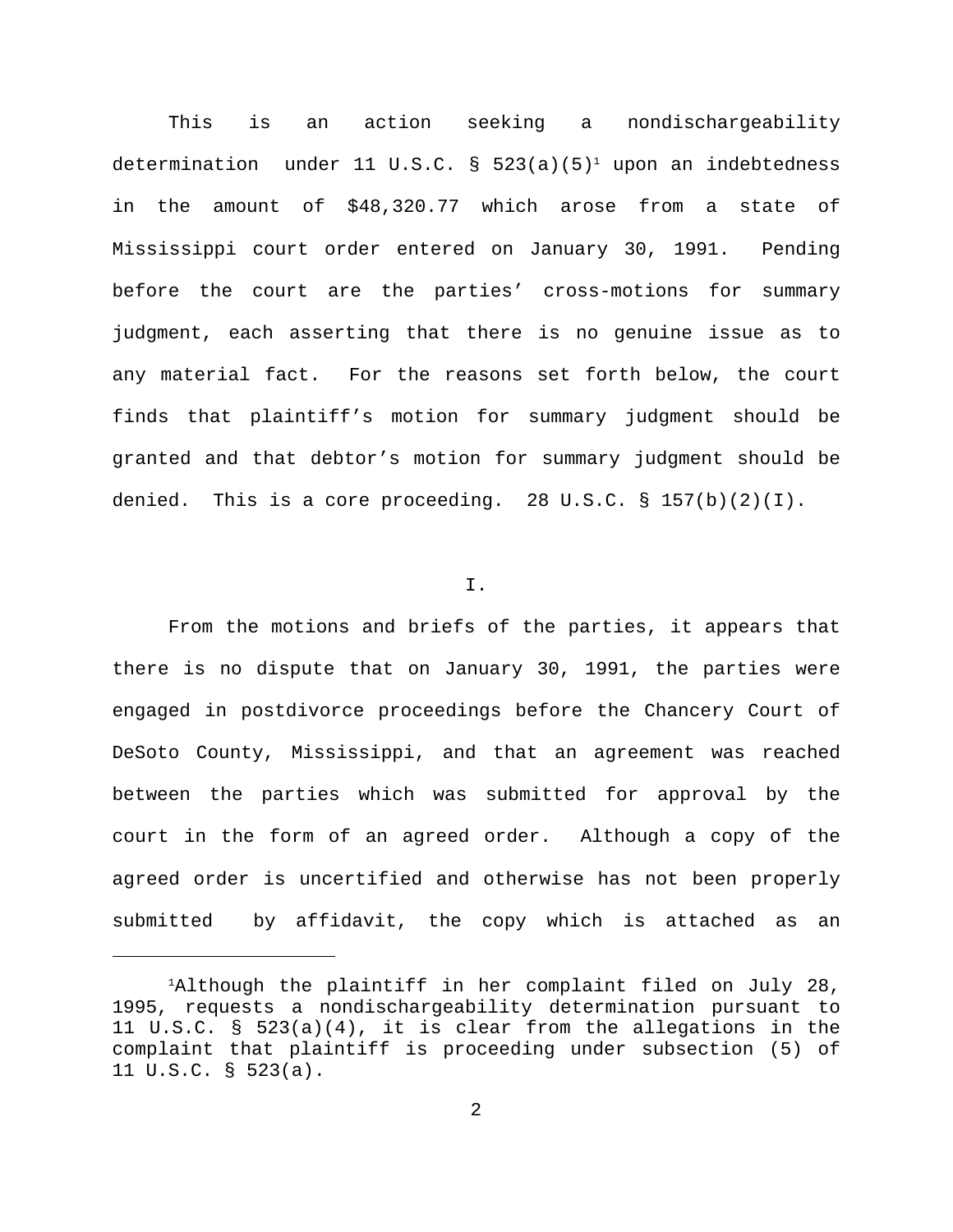This is an action seeking a nondischargeability determination under 11 U.S.C. § 523(a)(5)[1] upon an indebtedness in the amount of $48,320.77 which arose from a state of Mississippi court order entered on January 30, 1991. Pending before the court are the parties' cross-motions for summary judgment, each asserting that there is no genuine issue as to any material fact. For the reasons set forth below, the court finds that plaintiff's motion for summary judgment should be granted and that debtor's motion for summary judgment should be denied. This is a core proceeding. 28 U.S.C. § 157(b)(2)(I).

I.

From the motions and briefs of the parties, it appears that there is no dispute that on January 30, 1991, the parties were engaged in postdivorce proceedings before the Chancery Court of DeSoto County, Mississippi, and that an agreement was reached between the parties which was submitted for approval by the court in the form of an agreed order. Although a copy of the agreed order is uncertified and otherwise has not been properly submitted by affidavit, the copy which is attached as an

---

[1]Although the plaintiff in her complaint filed on July 28, 1995, requests a nondischargeability determination pursuant to 11 U.S.C. § 523(a)(4), it is clear from the allegations in the complaint that plaintiff is proceeding under subsection (5) of 11 U.S.C. § 523(a).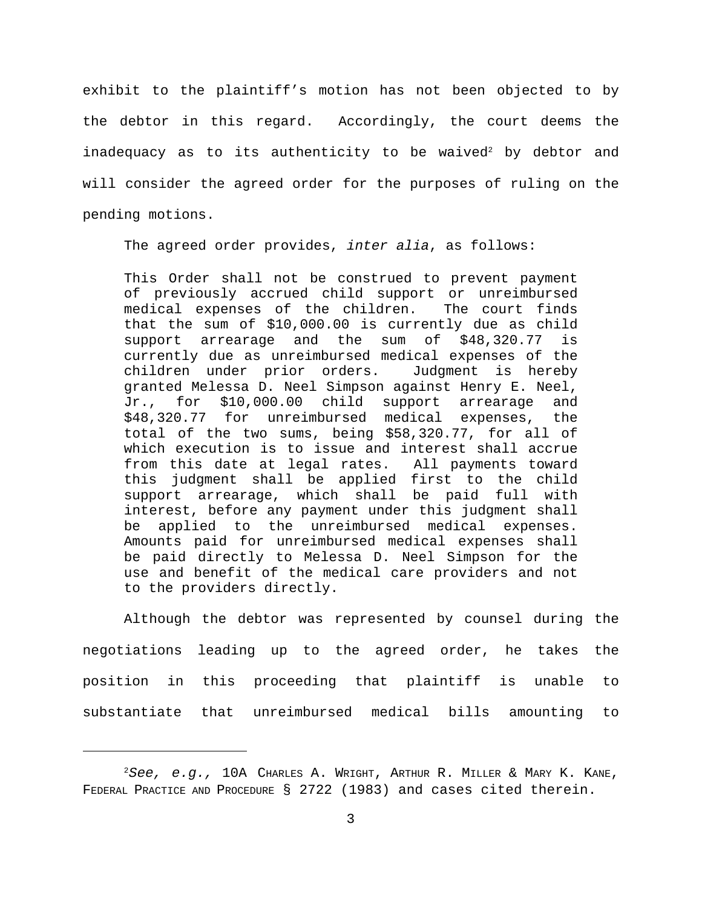exhibit to the plaintiff's motion has not been objected to by the debtor in this regard. Accordingly, the court deems the inadequacy as to its authenticity to be waived[2] by debtor and will consider the agreed order for the purposes of ruling on the pending motions.

The agreed order provides, *inter alia*, as follows:

> This Order shall not be construed to prevent payment of previously accrued child support or unreimbursed medical expenses of the children. The court finds that the sum of $10,000.00 is currently due as child support arrearage and the sum of $48,320.77 is currently due as unreimbursed medical expenses of the children under prior orders. Judgment is hereby granted Melessa D. Neel Simpson against Henry E. Neel, Jr., for $10,000.00 child support arrearage and $48,320.77 for unreimbursed medical expenses, the total of the two sums, being $58,320.77, for all of which execution is to issue and interest shall accrue from this date at legal rates. All payments toward this judgment shall be applied first to the child support arrearage, which shall be paid full with interest, before any payment under this judgment shall be applied to the unreimbursed medical expenses. Amounts paid for unreimbursed medical expenses shall be paid directly to Melessa D. Neel Simpson for the use and benefit of the medical care providers and not to the providers directly.

Although the debtor was represented by counsel during the negotiations leading up to the agreed order, he takes the position in this proceeding that plaintiff is unable to substantiate that unreimbursed medical bills amounting to

---

[2] *See, e.g.,* 10A CHARLES A. WRIGHT, ARTHUR R. MILLER & MARY K. KANE, FEDERAL PRACTICE AND PROCEDURE § 2722 (1983) and cases cited therein.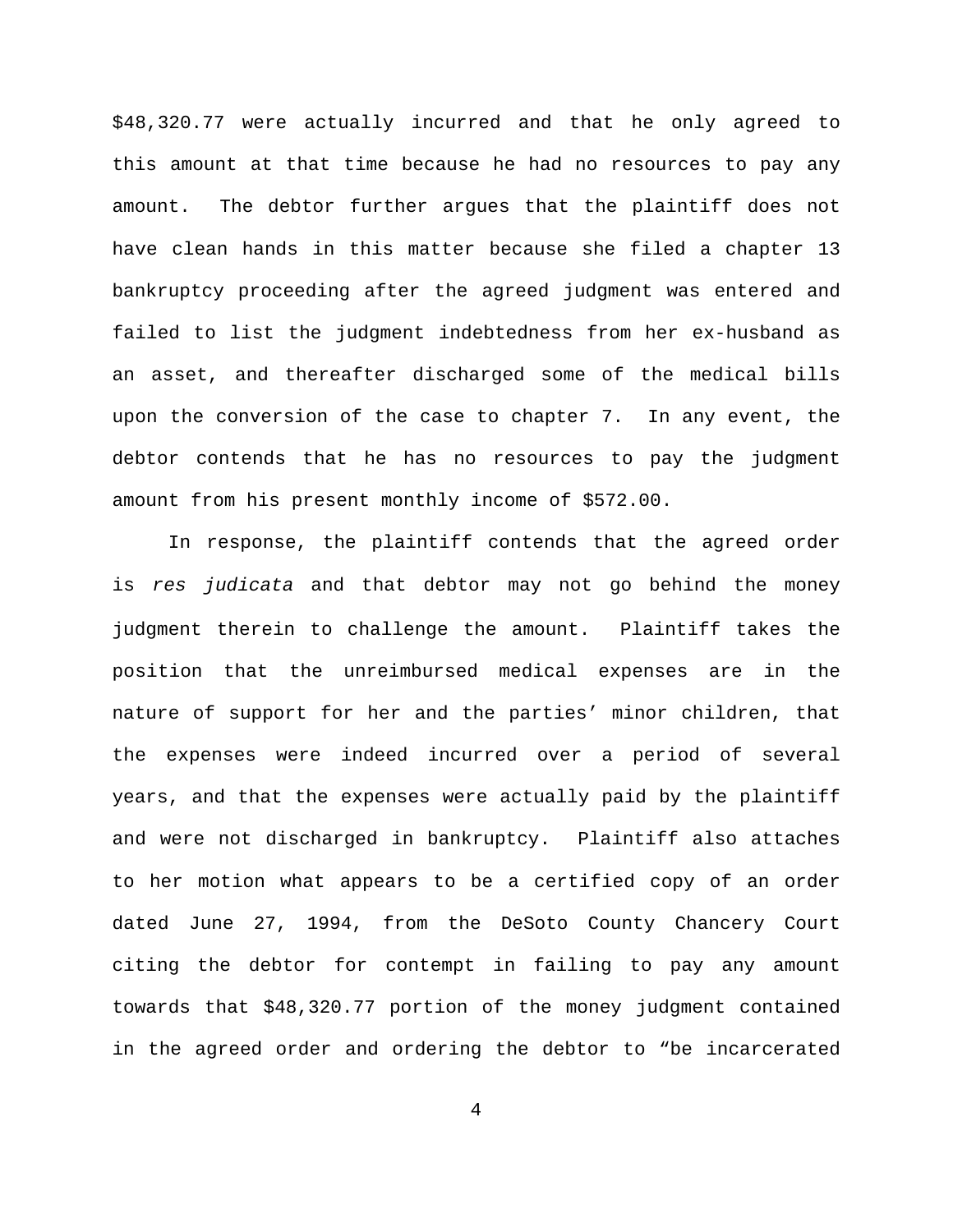$48,320.77 were actually incurred and that he only agreed to this amount at that time because he had no resources to pay any amount. The debtor further argues that the plaintiff does not have clean hands in this matter because she filed a chapter 13 bankruptcy proceeding after the agreed judgment was entered and failed to list the judgment indebtedness from her ex-husband as an asset, and thereafter discharged some of the medical bills upon the conversion of the case to chapter 7. In any event, the debtor contends that he has no resources to pay the judgment amount from his present monthly income of $572.00.

In response, the plaintiff contends that the agreed order is *res judicata* and that debtor may not go behind the money judgment therein to challenge the amount. Plaintiff takes the position that the unreimbursed medical expenses are in the nature of support for her and the parties' minor children, that the expenses were indeed incurred over a period of several years, and that the expenses were actually paid by the plaintiff and were not discharged in bankruptcy. Plaintiff also attaches to her motion what appears to be a certified copy of an order dated June 27, 1994, from the DeSoto County Chancery Court citing the debtor for contempt in failing to pay any amount towards that $48,320.77 portion of the money judgment contained in the agreed order and ordering the debtor to "be incarcerated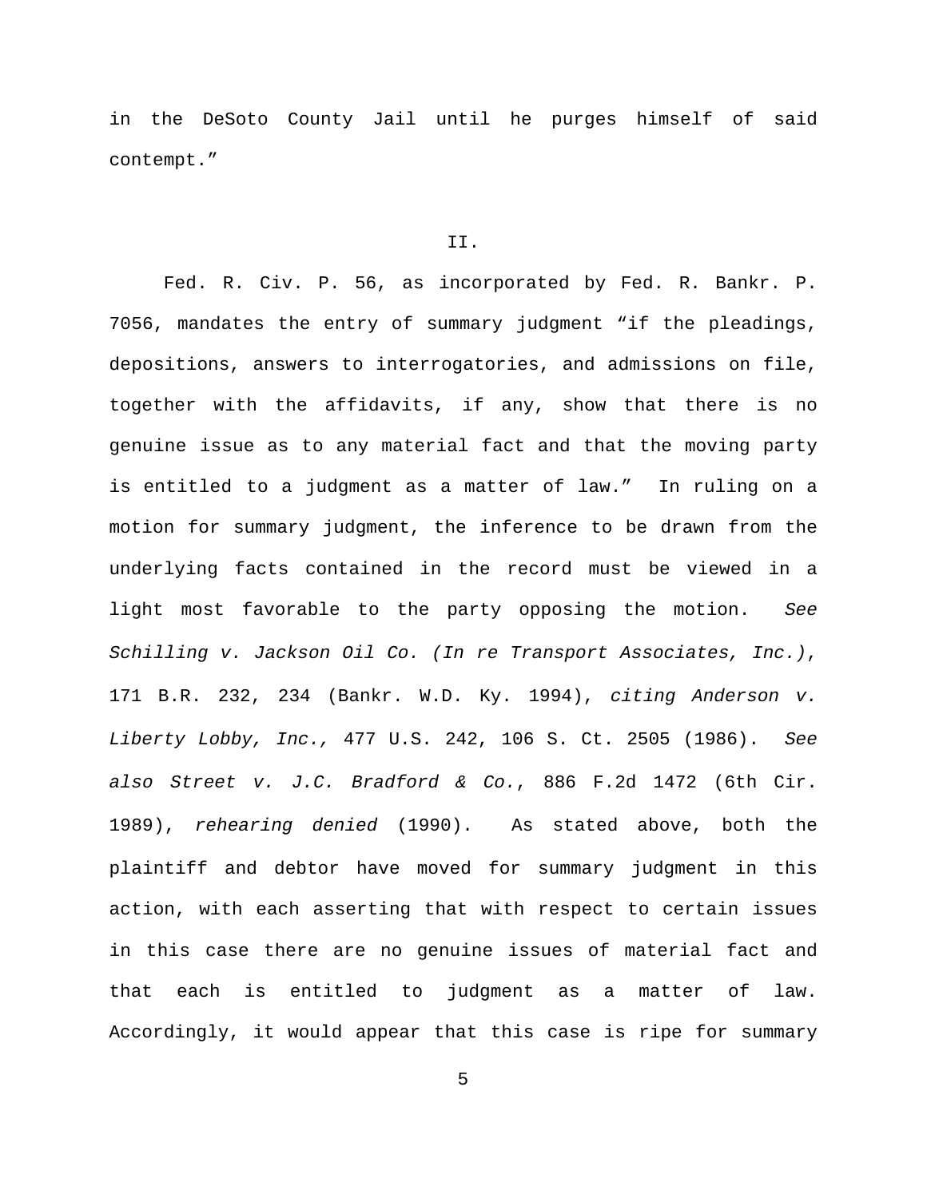in the DeSoto County Jail until he purges himself of said contempt."

## II.

Fed. R. Civ. P. 56, as incorporated by Fed. R. Bankr. P. 7056, mandates the entry of summary judgment "if the pleadings, depositions, answers to interrogatories, and admissions on file, together with the affidavits, if any, show that there is no genuine issue as to any material fact and that the moving party is entitled to a judgment as a matter of law." In ruling on a motion for summary judgment, the inference to be drawn from the underlying facts contained in the record must be viewed in a light most favorable to the party opposing the motion. *See Schilling v. Jackson Oil Co. (In re Transport Associates, Inc.)*, 171 B.R. 232, 234 (Bankr. W.D. Ky. 1994), *citing Anderson v. Liberty Lobby, Inc.,* 477 U.S. 242, 106 S. Ct. 2505 (1986). *See also Street v. J.C. Bradford & Co.*, 886 F.2d 1472 (6th Cir. 1989), *rehearing denied* (1990). As stated above, both the plaintiff and debtor have moved for summary judgment in this action, with each asserting that with respect to certain issues in this case there are no genuine issues of material fact and that each is entitled to judgment as a matter of law. Accordingly, it would appear that this case is ripe for summary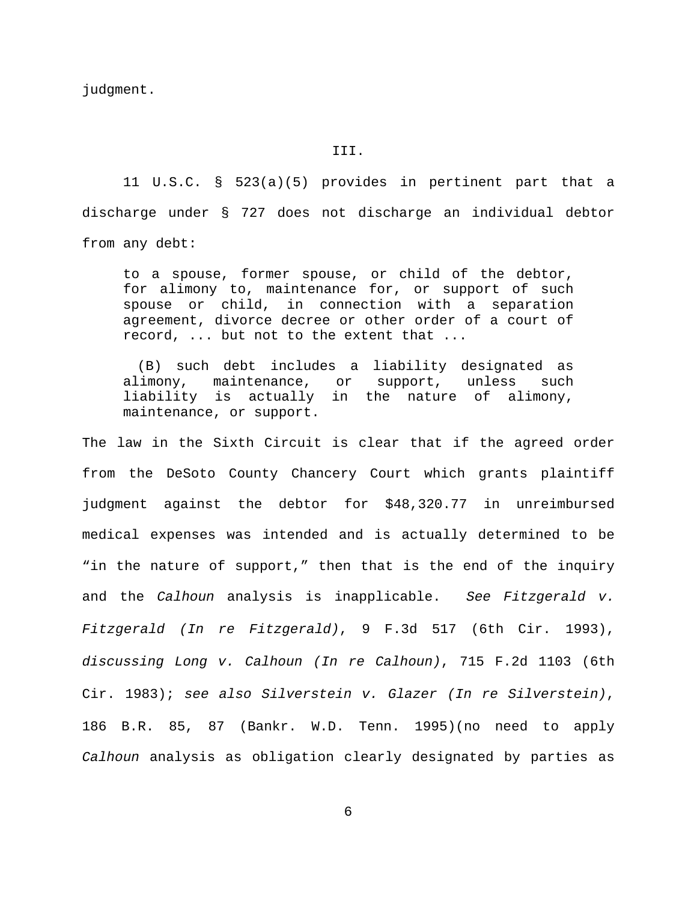judgment.

III.

11 U.S.C. § 523(a)(5) provides in pertinent part that a discharge under § 727 does not discharge an individual debtor from any debt:

> to a spouse, former spouse, or child of the debtor, for alimony to, maintenance for, or support of such spouse or child, in connection with a separation agreement, divorce decree or other order of a court of record, ... but not to the extent that ...
>
> (B) such debt includes a liability designated as alimony, maintenance, or support, unless such liability is actually in the nature of alimony, maintenance, or support.

The law in the Sixth Circuit is clear that if the agreed order from the DeSoto County Chancery Court which grants plaintiff judgment against the debtor for $48,320.77 in unreimbursed medical expenses was intended and is actually determined to be "in the nature of support," then that is the end of the inquiry and the *Calhoun* analysis is inapplicable. *See Fitzgerald v. Fitzgerald (In re Fitzgerald)*, 9 F.3d 517 (6th Cir. 1993), *discussing Long v. Calhoun (In re Calhoun)*, 715 F.2d 1103 (6th Cir. 1983); *see also Silverstein v. Glazer (In re Silverstein)*, 186 B.R. 85, 87 (Bankr. W.D. Tenn. 1995)(no need to apply *Calhoun* analysis as obligation clearly designated by parties as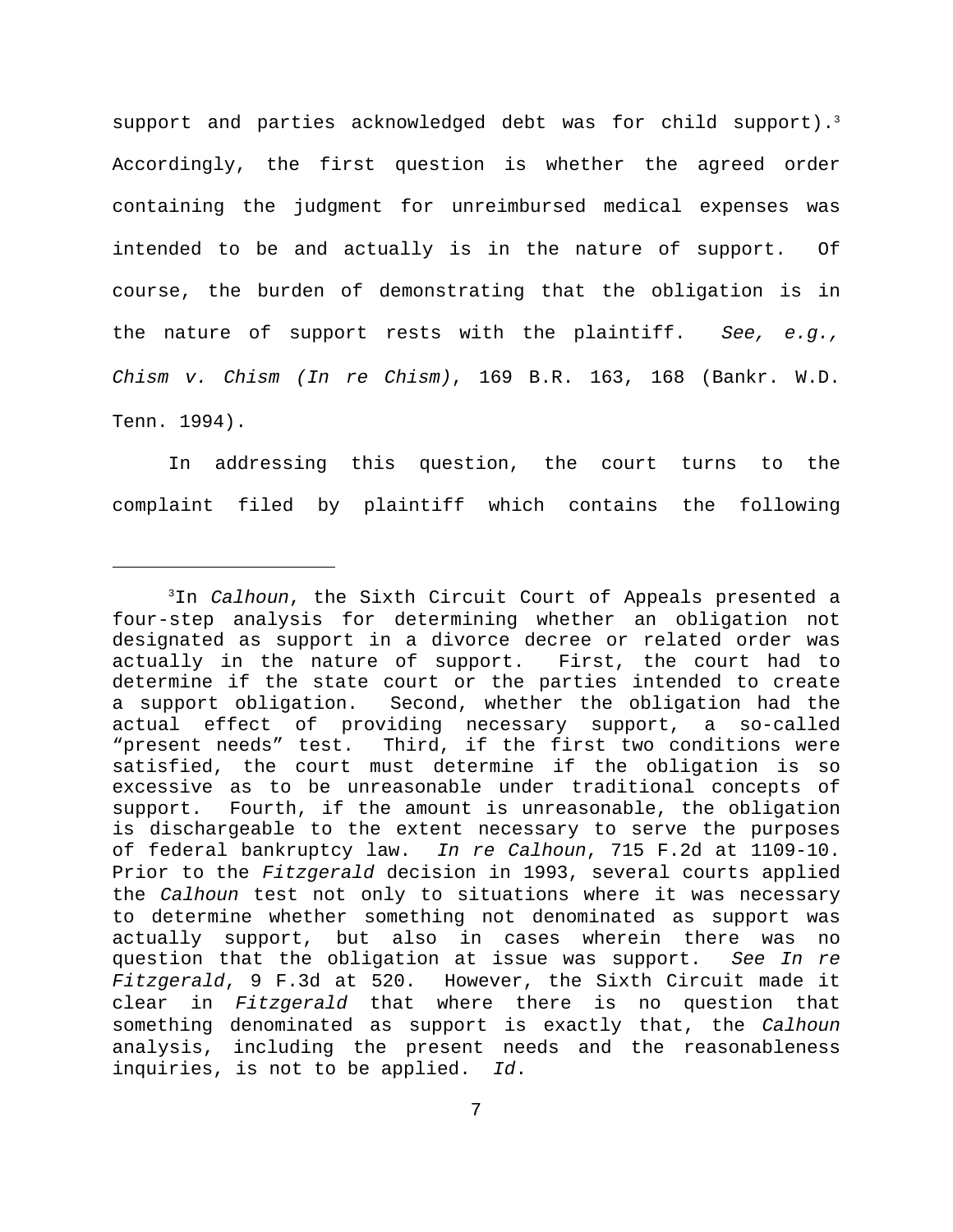support and parties acknowledged debt was for child support).[3] Accordingly, the first question is whether the agreed order containing the judgment for unreimbursed medical expenses was intended to be and actually is in the nature of support. Of course, the burden of demonstrating that the obligation is in the nature of support rests with the plaintiff. *See, e.g., Chism v. Chism (In re Chism)*, 169 B.R. 163, 168 (Bankr. W.D. Tenn. 1994).

In addressing this question, the court turns to the complaint filed by plaintiff which contains the following

---

[3]In *Calhoun*, the Sixth Circuit Court of Appeals presented a four-step analysis for determining whether an obligation not designated as support in a divorce decree or related order was actually in the nature of support. First, the court had to determine if the state court or the parties intended to create a support obligation. Second, whether the obligation had the actual effect of providing necessary support, a so-called "present needs" test. Third, if the first two conditions were satisfied, the court must determine if the obligation is so excessive as to be unreasonable under traditional concepts of support. Fourth, if the amount is unreasonable, the obligation is dischargeable to the extent necessary to serve the purposes of federal bankruptcy law. *In re Calhoun*, 715 F.2d at 1109-10. Prior to the *Fitzgerald* decision in 1993, several courts applied the *Calhoun* test not only to situations where it was necessary to determine whether something not denominated as support was actually support, but also in cases wherein there was no question that the obligation at issue was support. *See In re Fitzgerald*, 9 F.3d at 520. However, the Sixth Circuit made it clear in *Fitzgerald* that where there is no question that something denominated as support is exactly that, the *Calhoun* analysis, including the present needs and the reasonableness inquiries, is not to be applied. *Id*.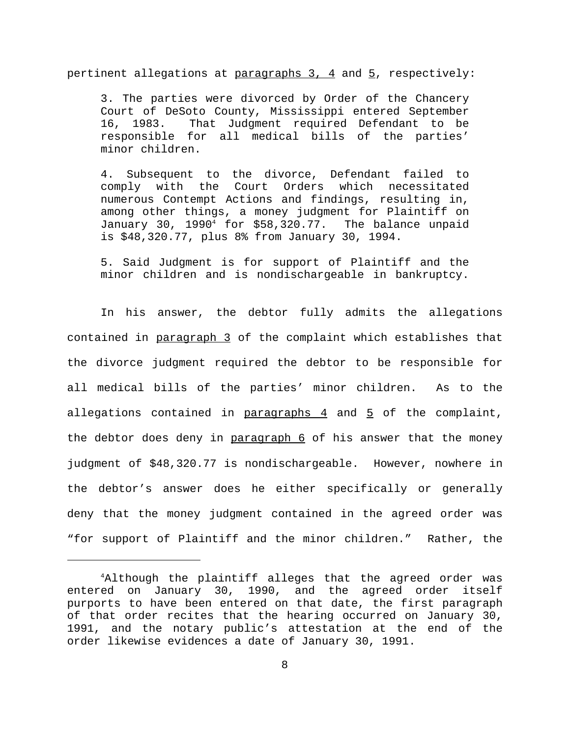pertinent allegations at paragraphs 3, 4 and 5, respectively:

> 3. The parties were divorced by Order of the Chancery Court of DeSoto County, Mississippi entered September 16, 1983. That Judgment required Defendant to be responsible for all medical bills of the parties' minor children.
>
> 4. Subsequent to the divorce, Defendant failed to comply with the Court Orders which necessitated numerous Contempt Actions and findings, resulting in, among other things, a money judgment for Plaintiff on January 30, 1990[4] for $58,320.77. The balance unpaid is $48,320.77, plus 8% from January 30, 1994.
>
> 5. Said Judgment is for support of Plaintiff and the minor children and is nondischargeable in bankruptcy.

In his answer, the debtor fully admits the allegations contained in paragraph 3 of the complaint which establishes that the divorce judgment required the debtor to be responsible for all medical bills of the parties' minor children. As to the allegations contained in paragraphs 4 and 5 of the complaint, the debtor does deny in paragraph 6 of his answer that the money judgment of $48,320.77 is nondischargeable. However, nowhere in the debtor's answer does he either specifically or generally deny that the money judgment contained in the agreed order was "for support of Plaintiff and the minor children." Rather, the

[4] Although the plaintiff alleges that the agreed order was entered on January 30, 1990, and the agreed order itself purports to have been entered on that date, the first paragraph of that order recites that the hearing occurred on January 30, 1991, and the notary public's attestation at the end of the order likewise evidences a date of January 30, 1991.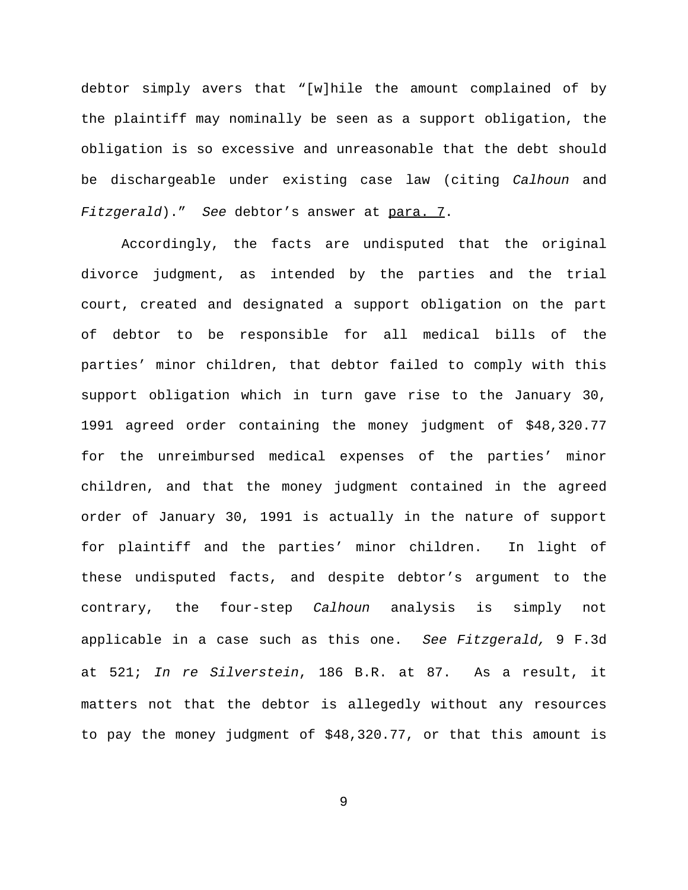debtor simply avers that "[w]hile the amount complained of by the plaintiff may nominally be seen as a support obligation, the obligation is so excessive and unreasonable that the debt should be dischargeable under existing case law (citing *Calhoun* and *Fitzgerald*)." *See* debtor's answer at para. 7.

Accordingly, the facts are undisputed that the original divorce judgment, as intended by the parties and the trial court, created and designated a support obligation on the part of debtor to be responsible for all medical bills of the parties' minor children, that debtor failed to comply with this support obligation which in turn gave rise to the January 30, 1991 agreed order containing the money judgment of $48,320.77 for the unreimbursed medical expenses of the parties' minor children, and that the money judgment contained in the agreed order of January 30, 1991 is actually in the nature of support for plaintiff and the parties' minor children. In light of these undisputed facts, and despite debtor's argument to the contrary, the four-step *Calhoun* analysis is simply not applicable in a case such as this one. *See Fitzgerald,* 9 F.3d at 521; *In re Silverstein*, 186 B.R. at 87. As a result, it matters not that the debtor is allegedly without any resources to pay the money judgment of $48,320.77, or that this amount is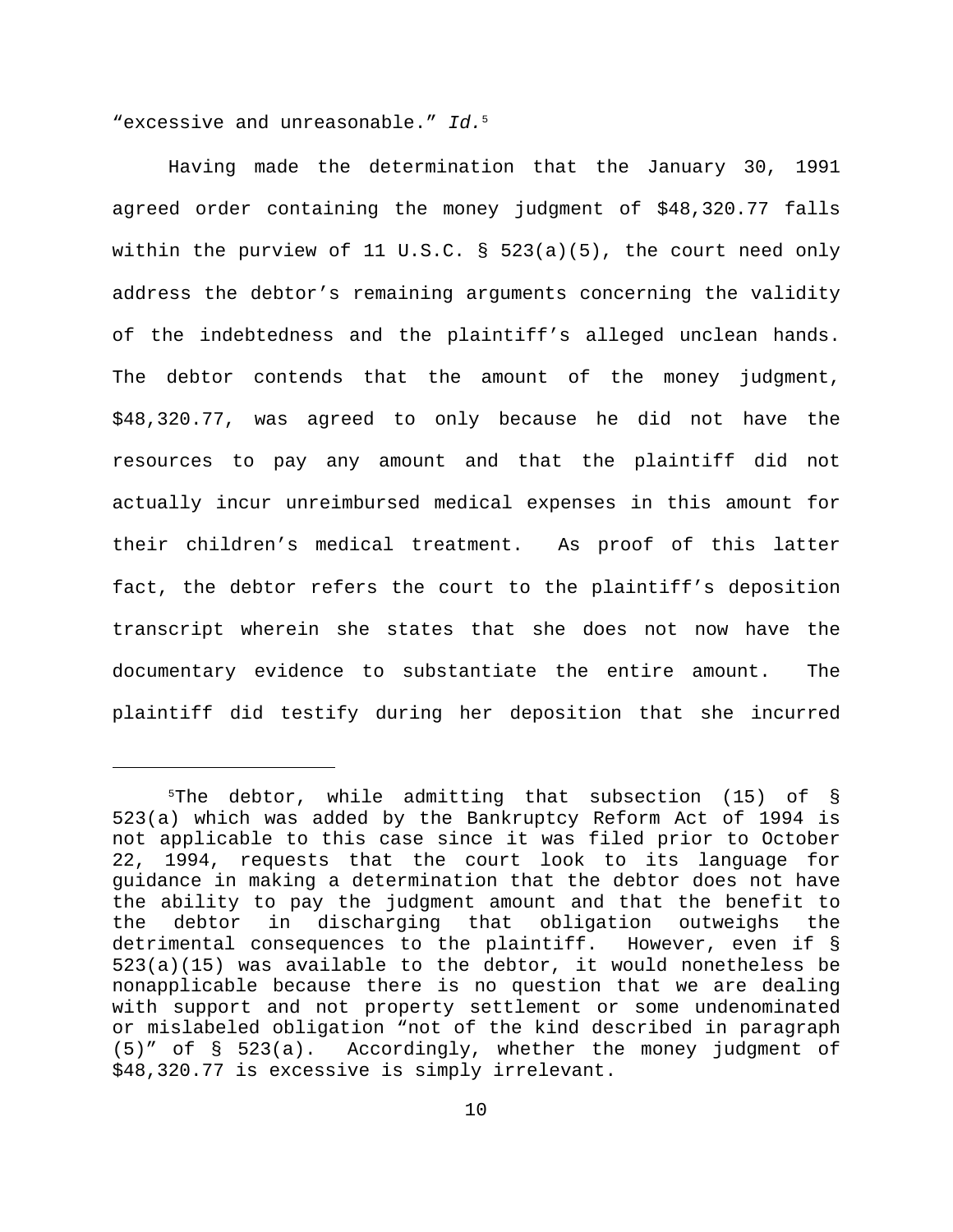"excessive and unreasonable." *Id.*[5]

Having made the determination that the January 30, 1991 agreed order containing the money judgment of $48,320.77 falls within the purview of 11 U.S.C. § 523(a)(5), the court need only address the debtor's remaining arguments concerning the validity of the indebtedness and the plaintiff's alleged unclean hands. The debtor contends that the amount of the money judgment, $48,320.77, was agreed to only because he did not have the resources to pay any amount and that the plaintiff did not actually incur unreimbursed medical expenses in this amount for their children's medical treatment. As proof of this latter fact, the debtor refers the court to the plaintiff's deposition transcript wherein she states that she does not now have the documentary evidence to substantiate the entire amount. The plaintiff did testify during her deposition that she incurred

---

[5]The debtor, while admitting that subsection (15) of § 523(a) which was added by the Bankruptcy Reform Act of 1994 is not applicable to this case since it was filed prior to October 22, 1994, requests that the court look to its language for guidance in making a determination that the debtor does not have the ability to pay the judgment amount and that the benefit to the debtor in discharging that obligation outweighs the detrimental consequences to the plaintiff. However, even if § 523(a)(15) was available to the debtor, it would nonetheless be nonapplicable because there is no question that we are dealing with support and not property settlement or some undenominated or mislabeled obligation "not of the kind described in paragraph (5)" of § 523(a). Accordingly, whether the money judgment of $48,320.77 is excessive is simply irrelevant.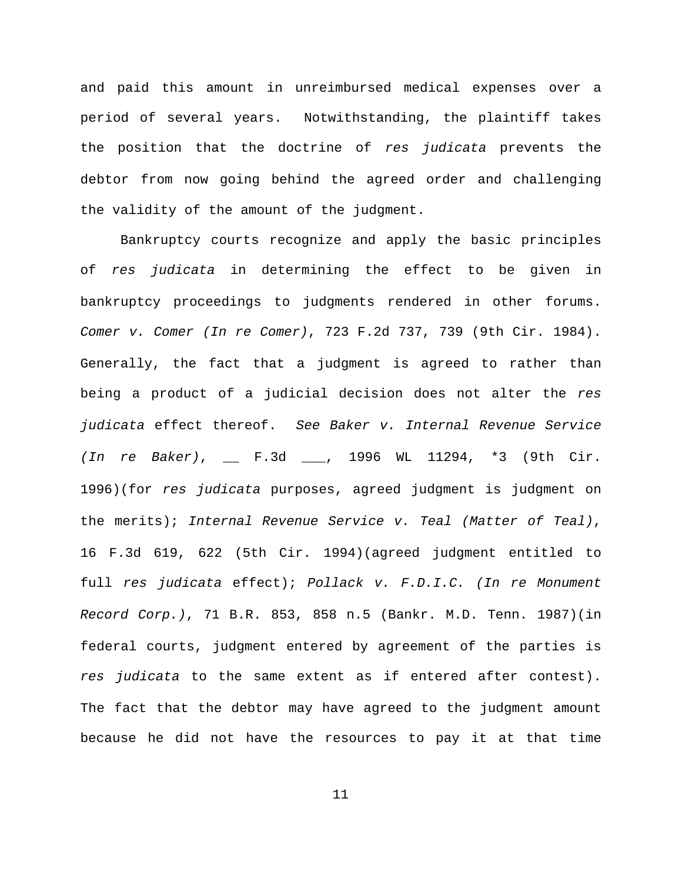and paid this amount in unreimbursed medical expenses over a period of several years. Notwithstanding, the plaintiff takes the position that the doctrine of *res judicata* prevents the debtor from now going behind the agreed order and challenging the validity of the amount of the judgment.

Bankruptcy courts recognize and apply the basic principles of *res judicata* in determining the effect to be given in bankruptcy proceedings to judgments rendered in other forums. *Comer v. Comer (In re Comer)*, 723 F.2d 737, 739 (9th Cir. 1984). Generally, the fact that a judgment is agreed to rather than being a product of a judicial decision does not alter the *res judicata* effect thereof. *See Baker v. Internal Revenue Service (In re Baker)*, __ F.3d ___, 1996 WL 11294, *3 (9th Cir. 1996)(for *res judicata* purposes, agreed judgment is judgment on the merits); *Internal Revenue Service v. Teal (Matter of Teal)*, 16 F.3d 619, 622 (5th Cir. 1994)(agreed judgment entitled to full *res judicata* effect); *Pollack v. F.D.I.C. (In re Monument Record Corp.)*, 71 B.R. 853, 858 n.5 (Bankr. M.D. Tenn. 1987)(in federal courts, judgment entered by agreement of the parties is *res judicata* to the same extent as if entered after contest). The fact that the debtor may have agreed to the judgment amount because he did not have the resources to pay it at that time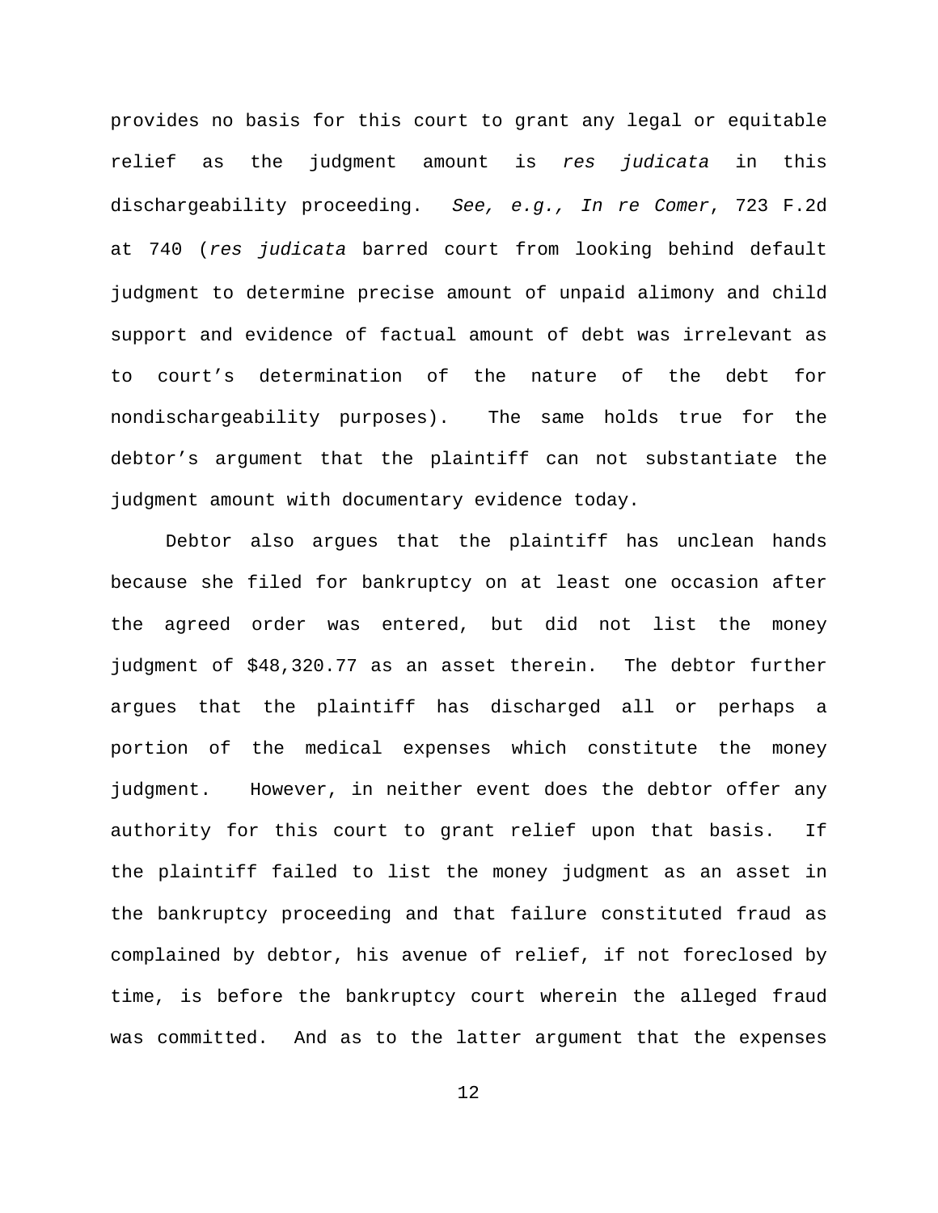provides no basis for this court to grant any legal or equitable relief as the judgment amount is *res judicata* in this dischargeability proceeding. *See, e.g., In re Comer*, 723 F.2d at 740 (*res judicata* barred court from looking behind default judgment to determine precise amount of unpaid alimony and child support and evidence of factual amount of debt was irrelevant as to court's determination of the nature of the debt for nondischargeability purposes). The same holds true for the debtor's argument that the plaintiff can not substantiate the judgment amount with documentary evidence today.

Debtor also argues that the plaintiff has unclean hands because she filed for bankruptcy on at least one occasion after the agreed order was entered, but did not list the money judgment of $48,320.77 as an asset therein. The debtor further argues that the plaintiff has discharged all or perhaps a portion of the medical expenses which constitute the money judgment. However, in neither event does the debtor offer any authority for this court to grant relief upon that basis. If the plaintiff failed to list the money judgment as an asset in the bankruptcy proceeding and that failure constituted fraud as complained by debtor, his avenue of relief, if not foreclosed by time, is before the bankruptcy court wherein the alleged fraud was committed. And as to the latter argument that the expenses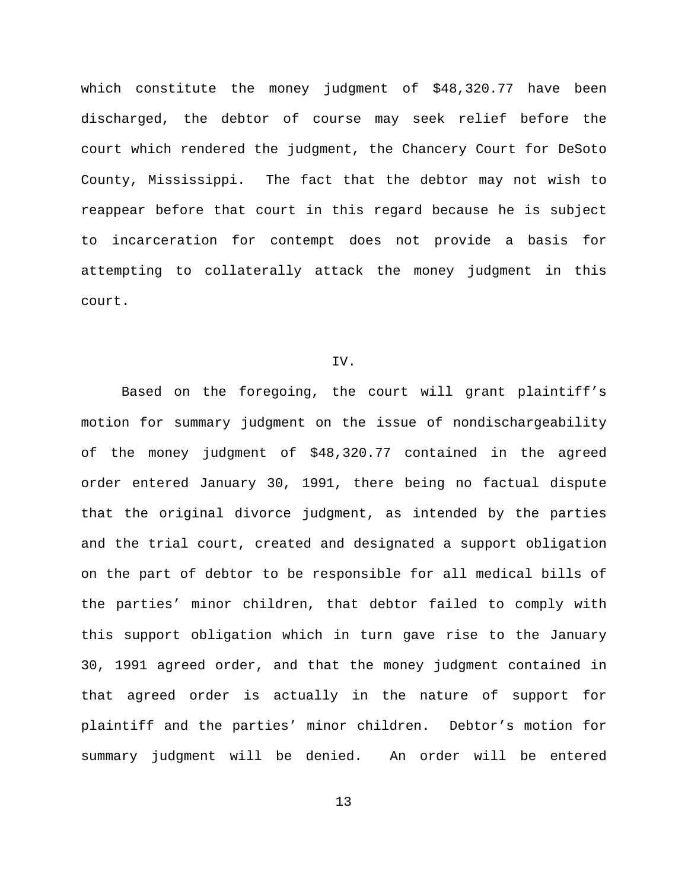which constitute the money judgment of $48,320.77 have been discharged, the debtor of course may seek relief before the court which rendered the judgment, the Chancery Court for DeSoto County, Mississippi. The fact that the debtor may not wish to reappear before that court in this regard because he is subject to incarceration for contempt does not provide a basis for attempting to collaterally attack the money judgment in this court.

IV.

Based on the foregoing, the court will grant plaintiff's motion for summary judgment on the issue of nondischargeability of the money judgment of $48,320.77 contained in the agreed order entered January 30, 1991, there being no factual dispute that the original divorce judgment, as intended by the parties and the trial court, created and designated a support obligation on the part of debtor to be responsible for all medical bills of the parties' minor children, that debtor failed to comply with this support obligation which in turn gave rise to the January 30, 1991 agreed order, and that the money judgment contained in that agreed order is actually in the nature of support for plaintiff and the parties' minor children. Debtor's motion for summary judgment will be denied. An order will be entered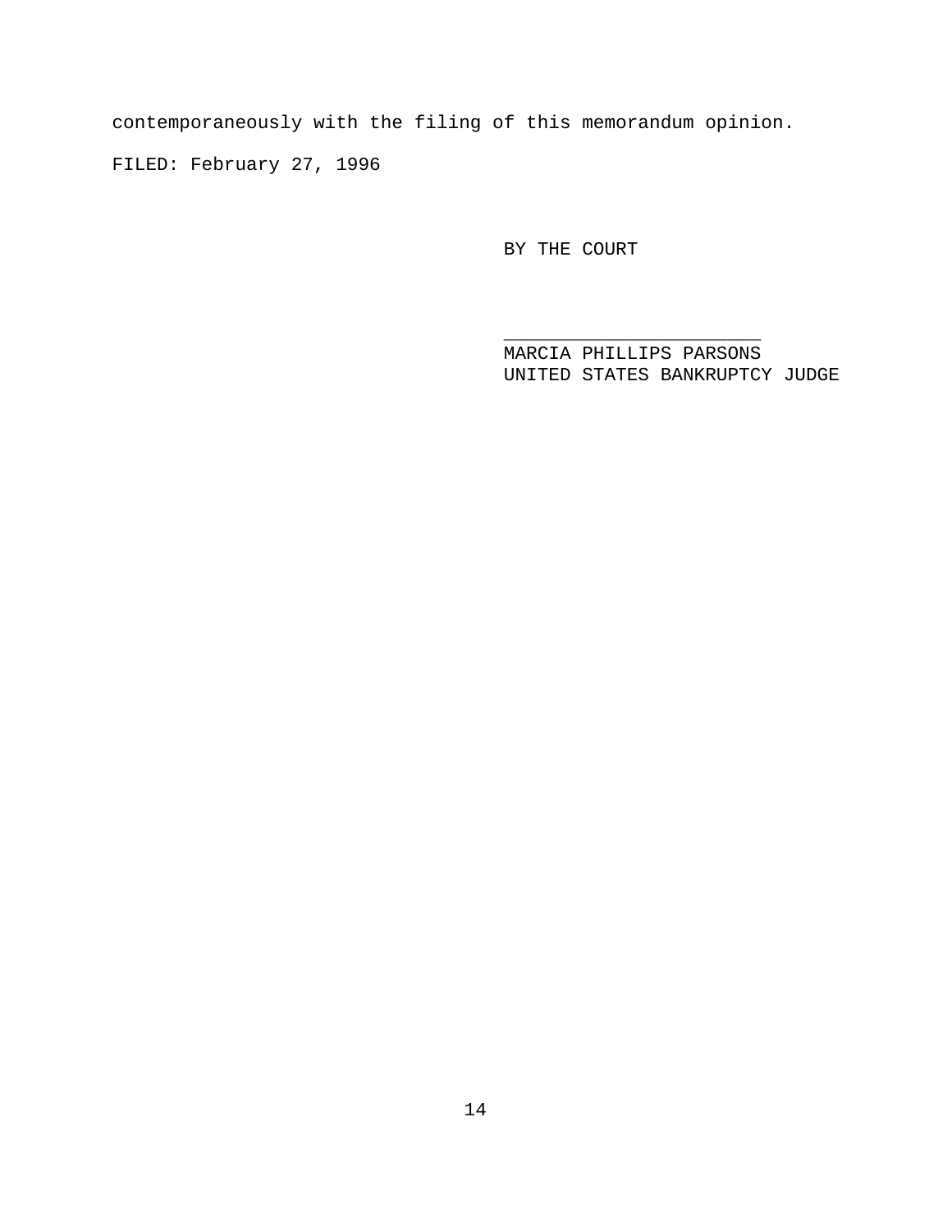contemporaneously with the filing of this memorandum opinion.

FILED: February 27, 1996

BY THE COURT

________________________
MARCIA PHILLIPS PARSONS
UNITED STATES BANKRUPTCY JUDGE